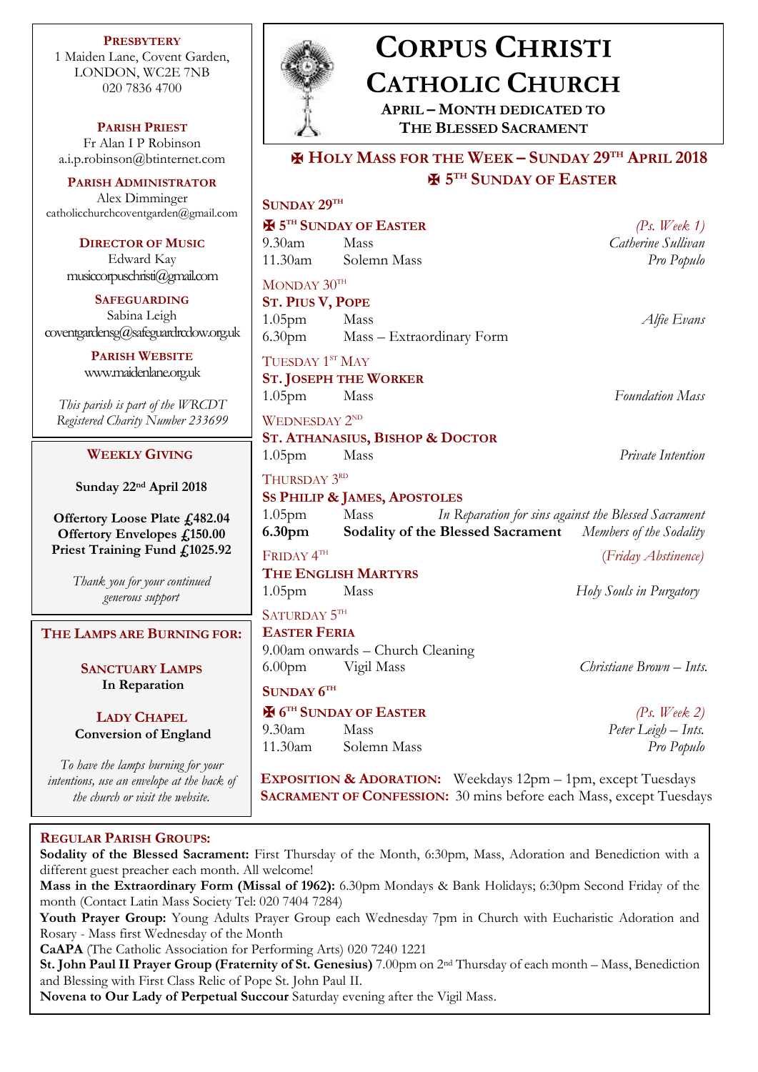# CORPUS CHRISTI CATHOLIC CHURCH

**APRIL – MONTH DEDICATED TO THE BLESSED SACRAMENT**

## ✠ HOLY MASS FOR THE WEEK – SUNDAY 29TH APRIL 2018
## ✠ 5TH SUNDAY OF EASTER

**SUNDAY 29TH**

**✠ 5TH SUNDAY OF EASTER** *(Ps. Week 1)*

| | | |
|---|---|---|
| 9.30am | Mass | *Catherine Sullivan* |
| 11.30am | Solemn Mass | *Pro Populo* |

MONDAY 30TH

**ST. PIUS V, POPE**

| | | |
|---|---|---|
| 1.05pm | Mass | *Alfie Evans* |
| 6.30pm | Mass – Extraordinary Form | |

TUESDAY 1ST MAY

**ST. JOSEPH THE WORKER**

| | | |
|---|---|---|
| 1.05pm | Mass | *Foundation Mass* |

WEDNESDAY 2ND

**ST. ATHANASIUS, BISHOP & DOCTOR**

| | | |
|---|---|---|
| 1.05pm | Mass | *Private Intention* |

THURSDAY 3RD

**SS PHILIP & JAMES, APOSTOLES**

| | | |
|---|---|---|
| 1.05pm | Mass | *In Reparation for sins against the Blessed Sacrament* |
| **6.30pm** | **Sodality of the Blessed Sacrament** | *Members of the Sodality* |

FRIDAY 4TH *(Friday Abstinence)*

**THE ENGLISH MARTYRS**

| | | |
|---|---|---|
| 1.05pm | Mass | *Holy Souls in Purgatory* |

SATURDAY 5TH

**EASTER FERIA**

9.00am onwards – Church Cleaning

| | | |
|---|---|---|
| 6.00pm | Vigil Mass | *Christiane Brown – Ints.* |

**SUNDAY 6TH**

**✠ 6TH SUNDAY OF EASTER** *(Ps. Week 2)*

| | | |
|---|---|---|
| 9.30am | Mass | *Peter Leigh – Ints.* |
| 11.30am | Solemn Mass | *Pro Populo* |

**EXPOSITION & ADORATION:** Weekdays 12pm – 1pm, except Tuesdays
**SACRAMENT OF CONFESSION:** 30 mins before each Mass, except Tuesdays

**PRESBYTERY**
1 Maiden Lane, Covent Garden,
LONDON, WC2E 7NB
020 7836 4700

**PARISH PRIEST**
Fr Alan I P Robinson
a.i.p.robinson@btinternet.com

**PARISH ADMINISTRATOR**
Alex Dimminger
catholicchurchcoventgarden@gmail.com

**DIRECTOR OF MUSIC**
Edward Kay
musiccorpuschristi@gmail.com

**SAFEGUARDING**
Sabina Leigh
coventgardensg@safeguardrcdow.org.uk

**PARISH WEBSITE**
www.maidenlane.org.uk

*This parish is part of the WRCDT Registered Charity Number 233699*

**WEEKLY GIVING**

**Sunday 22nd April 2018**

**Offertory Loose Plate £482.04**
**Offertory Envelopes £150.00**
**Priest Training Fund £1025.92**

*Thank you for your continued generous support*

**THE LAMPS ARE BURNING FOR:**

**SANCTUARY LAMPS**
**In Reparation**

**LADY CHAPEL**
**Conversion of England**

*To have the lamps burning for your intentions, use an envelope at the back of the church or visit the website.*

**REGULAR PARISH GROUPS:**

**Sodality of the Blessed Sacrament:** First Thursday of the Month, 6:30pm, Mass, Adoration and Benediction with a different guest preacher each month. All welcome!

**Mass in the Extraordinary Form (Missal of 1962):** 6.30pm Mondays & Bank Holidays; 6:30pm Second Friday of the month (Contact Latin Mass Society Tel: 020 7404 7284)

**Youth Prayer Group:** Young Adults Prayer Group each Wednesday 7pm in Church with Eucharistic Adoration and Rosary - Mass first Wednesday of the Month

**CaAPA** (The Catholic Association for Performing Arts) 020 7240 1221

**St. John Paul II Prayer Group (Fraternity of St. Genesius)** 7.00pm on 2nd Thursday of each month – Mass, Benediction and Blessing with First Class Relic of Pope St. John Paul II.

**Novena to Our Lady of Perpetual Succour** Saturday evening after the Vigil Mass.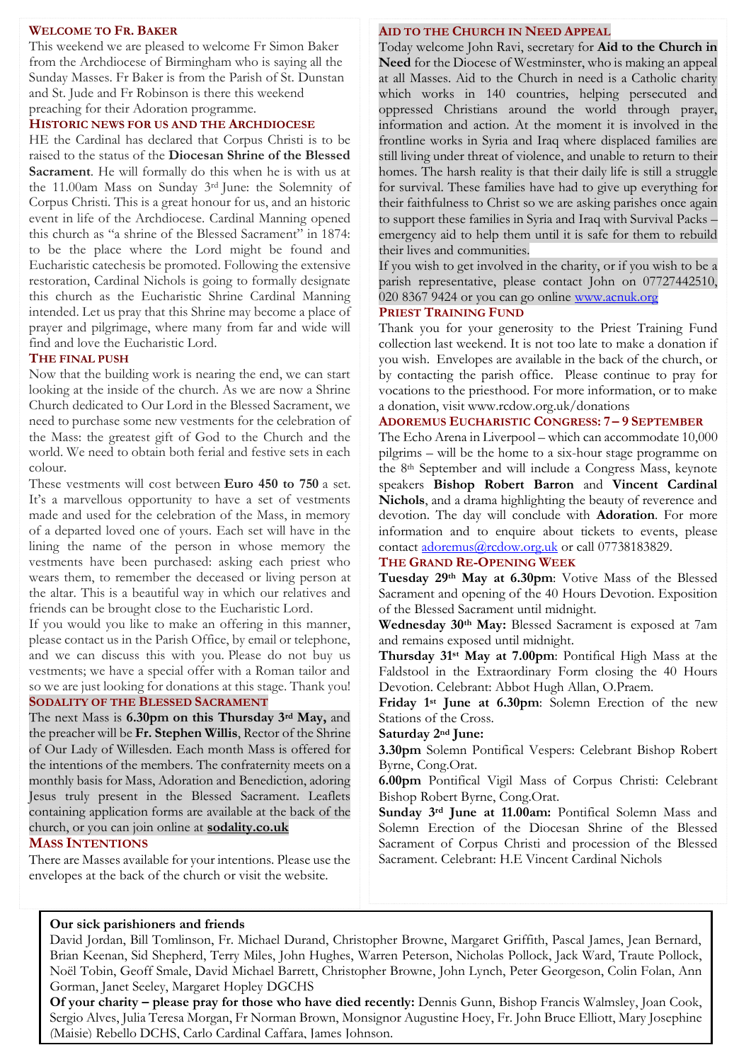## Welcome to Fr. Baker

This weekend we are pleased to welcome Fr Simon Baker from the Archdiocese of Birmingham who is saying all the Sunday Masses. Fr Baker is from the Parish of St. Dunstan and St. Jude and Fr Robinson is there this weekend preaching for their Adoration programme.

## Historic news for us and the Archdiocese

HE the Cardinal has declared that Corpus Christi is to be raised to the status of the **Diocesan Shrine of the Blessed Sacrament**. He will formally do this when he is with us at the 11.00am Mass on Sunday 3rd June: the Solemnity of Corpus Christi. This is a great honour for us, and an historic event in life of the Archdiocese. Cardinal Manning opened this church as "a shrine of the Blessed Sacrament" in 1874: to be the place where the Lord might be found and Eucharistic catechesis be promoted. Following the extensive restoration, Cardinal Nichols is going to formally designate this church as the Eucharistic Shrine Cardinal Manning intended. Let us pray that this Shrine may become a place of prayer and pilgrimage, where many from far and wide will find and love the Eucharistic Lord.

## The final push

Now that the building work is nearing the end, we can start looking at the inside of the church. As we are now a Shrine Church dedicated to Our Lord in the Blessed Sacrament, we need to purchase some new vestments for the celebration of the Mass: the greatest gift of God to the Church and the world. We need to obtain both ferial and festive sets in each colour.

These vestments will cost between **Euro 450 to 750** a set. It's a marvellous opportunity to have a set of vestments made and used for the celebration of the Mass, in memory of a departed loved one of yours. Each set will have in the lining the name of the person in whose memory the vestments have been purchased: asking each priest who wears them, to remember the deceased or living person at the altar. This is a beautiful way in which our relatives and friends can be brought close to the Eucharistic Lord.

If you would you like to make an offering in this manner, please contact us in the Parish Office, by email or telephone, and we can discuss this with you. Please do not buy us vestments; we have a special offer with a Roman tailor and so we are just looking for donations at this stage. Thank you!

## Sodality of the Blessed Sacrament

The next Mass is **6.30pm on this Thursday 3rd May,** and the preacher will be **Fr. Stephen Willis**, Rector of the Shrine of Our Lady of Willesden. Each month Mass is offered for the intentions of the members. The confraternity meets on a monthly basis for Mass, Adoration and Benediction, adoring Jesus truly present in the Blessed Sacrament. Leaflets containing application forms are available at the back of the church, or you can join online at **sodality.co.uk**

## Mass Intentions

There are Masses available for your intentions. Please use the envelopes at the back of the church or visit the website.

## Aid to the Church in Need Appeal

Today we welcome John Ravi, secretary for **Aid to the Church in Need** for the Diocese of Westminster, who is making an appeal at all Masses. Aid to the Church in need is a Catholic charity which works in 140 countries, helping persecuted and oppressed Christians around the world through prayer, information and action. At the moment it is involved in the frontline works in Syria and Iraq where displaced families are still living under threat of violence, and unable to return to their homes. The harsh reality is that their daily life is still a struggle for survival. These families have had to give up everything for their faithfulness to Christ so we are asking parishes once again to support these families in Syria and Iraq with Survival Packs – emergency aid to help them until it is safe for them to rebuild their lives and communities.

If you wish to get involved in the charity, or if you wish to be a parish representative, please contact John on 07727442510, 020 8367 9424 or you can go online www.acnuk.org

## Priest Training Fund

Thank you for your generosity to the Priest Training Fund collection last weekend. It is not too late to make a donation if you wish. Envelopes are available in the back of the church, or by contacting the parish office. Please continue to pray for vocations to the priesthood. For more information, or to make a donation, visit www.rcdow.org.uk/donations

## Adoremus Eucharistic Congress: 7 – 9 September

The Echo Arena in Liverpool – which can accommodate 10,000 pilgrims – will be the home to a six-hour stage programme on the 8th September and will include a Congress Mass, keynote speakers **Bishop Robert Barron** and **Vincent Cardinal Nichols**, and a drama highlighting the beauty of reverence and devotion. The day will conclude with **Adoration**. For more information and to enquire about tickets to events, please contact adoremus@rcdow.org.uk or call 07738183829.

## The Grand Re-Opening Week

**Tuesday 29th May at 6.30pm**: Votive Mass of the Blessed Sacrament and opening of the 40 Hours Devotion. Exposition of the Blessed Sacrament until midnight.

**Wednesday 30th May:** Blessed Sacrament is exposed at 7am and remains exposed until midnight.

**Thursday 31st May at 7.00pm**: Pontifical High Mass at the Faldstool in the Extraordinary Form closing the 40 Hours Devotion. Celebrant: Abbot Hugh Allan, O.Praem.

**Friday 1st June at 6.30pm**: Solemn Erection of the new Stations of the Cross.

**Saturday 2nd June:**

**3.30pm** Solemn Pontifical Vespers: Celebrant Bishop Robert Byrne, Cong.Orat.

**6.00pm** Pontifical Vigil Mass of Corpus Christi: Celebrant Bishop Robert Byrne, Cong.Orat.

**Sunday 3rd June at 11.00am:** Pontifical Solemn Mass and Solemn Erection of the Diocesan Shrine of the Blessed Sacrament of Corpus Christi and procession of the Blessed Sacrament. Celebrant: H.E Vincent Cardinal Nichols

**Our sick parishioners and friends**

David Jordan, Bill Tomlinson, Fr. Michael Durand, Christopher Browne, Margaret Griffith, Pascal James, Jean Bernard, Brian Keenan, Sid Shepherd, Terry Miles, John Hughes, Warren Peterson, Nicholas Pollock, Jack Ward, Traute Pollock, Noël Tobin, Geoff Smale, David Michael Barrett, Christopher Browne, John Lynch, Peter Georgeson, Colin Folan, Ann Gorman, Janet Seeley, Margaret Hopley DGCHS

**Of your charity – please pray for those who have died recently:** Dennis Gunn, Bishop Francis Walmsley, Joan Cook, Sergio Alves, Julia Teresa Morgan, Fr Norman Brown, Monsignor Augustine Hoey, Fr. John Bruce Elliott, Mary Josephine (Maisie) Rebello DCHS, Carlo Cardinal Caffara, James Johnson.